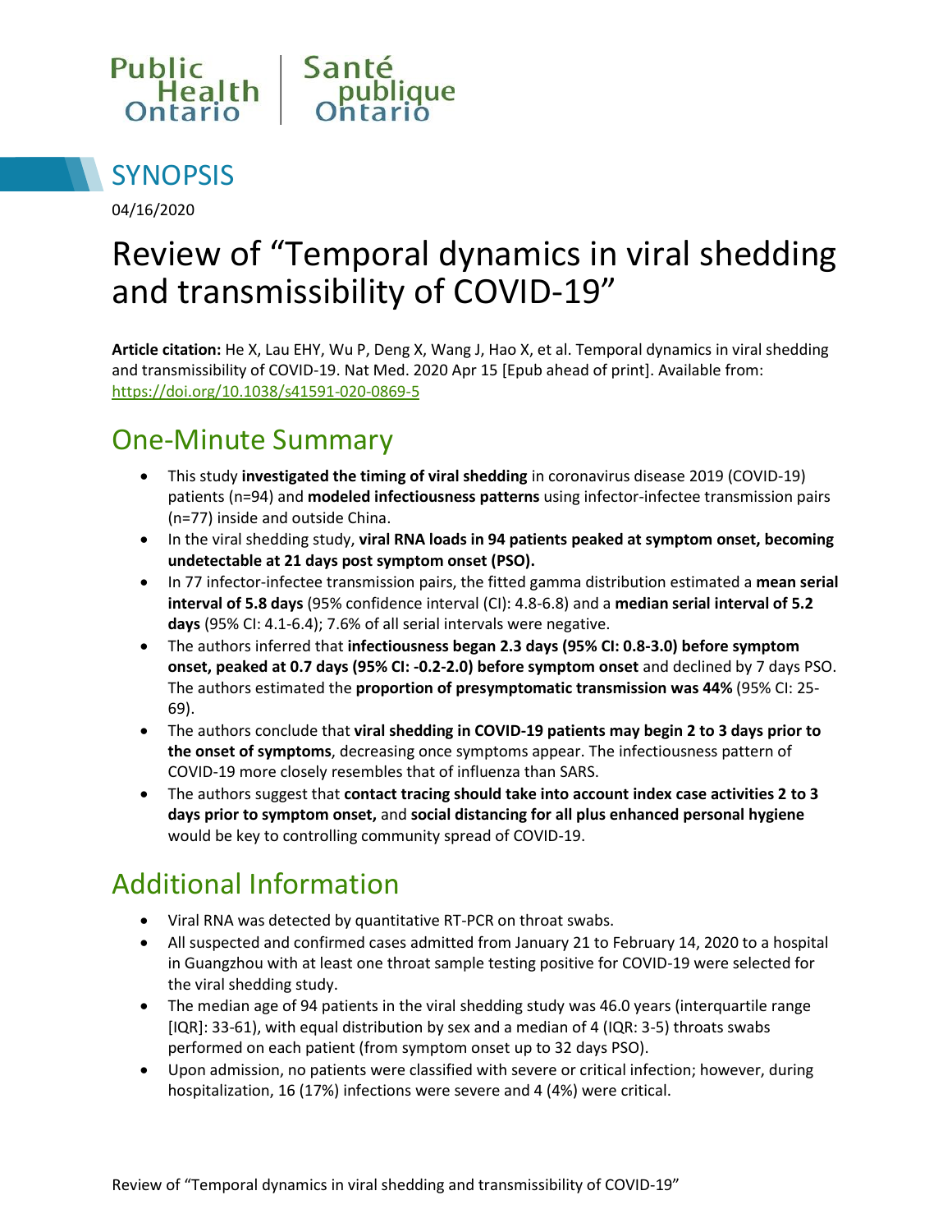Public Health Ontario | Santé publique Ontario

## SYNOPSIS

04/16/2020

# Review of "Temporal dynamics in viral shedding and transmissibility of COVID-19"

**Article citation:** He X, Lau EHY, Wu P, Deng X, Wang J, Hao X, et al. Temporal dynamics in viral shedding and transmissibility of COVID-19. Nat Med. 2020 Apr 15 [Epub ahead of print]. Available from: https://doi.org/10.1038/s41591-020-0869-5

## One-Minute Summary

- This study **investigated the timing of viral shedding** in coronavirus disease 2019 (COVID-19) patients (n=94) and **modeled infectiousness patterns** using infector-infectee transmission pairs (n=77) inside and outside China.
- In the viral shedding study, **viral RNA loads in 94 patients peaked at symptom onset, becoming undetectable at 21 days post symptom onset (PSO).**
- In 77 infector-infectee transmission pairs, the fitted gamma distribution estimated a **mean serial interval of 5.8 days** (95% confidence interval (CI): 4.8-6.8) and a **median serial interval of 5.2 days** (95% CI: 4.1-6.4); 7.6% of all serial intervals were negative.
- The authors inferred that **infectiousness began 2.3 days (95% CI: 0.8-3.0) before symptom onset, peaked at 0.7 days (95% CI: -0.2-2.0) before symptom onset** and declined by 7 days PSO. The authors estimated the **proportion of presymptomatic transmission was 44%** (95% CI: 25-69).
- The authors conclude that **viral shedding in COVID-19 patients may begin 2 to 3 days prior to the onset of symptoms**, decreasing once symptoms appear. The infectiousness pattern of COVID-19 more closely resembles that of influenza than SARS.
- The authors suggest that **contact tracing should take into account index case activities 2 to 3 days prior to symptom onset,** and **social distancing for all plus enhanced personal hygiene** would be key to controlling community spread of COVID-19.

## Additional Information

- Viral RNA was detected by quantitative RT-PCR on throat swabs.
- All suspected and confirmed cases admitted from January 21 to February 14, 2020 to a hospital in Guangzhou with at least one throat sample testing positive for COVID-19 were selected for the viral shedding study.
- The median age of 94 patients in the viral shedding study was 46.0 years (interquartile range [IQR]: 33-61), with equal distribution by sex and a median of 4 (IQR: 3-5) throats swabs performed on each patient (from symptom onset up to 32 days PSO).
- Upon admission, no patients were classified with severe or critical infection; however, during hospitalization, 16 (17%) infections were severe and 4 (4%) were critical.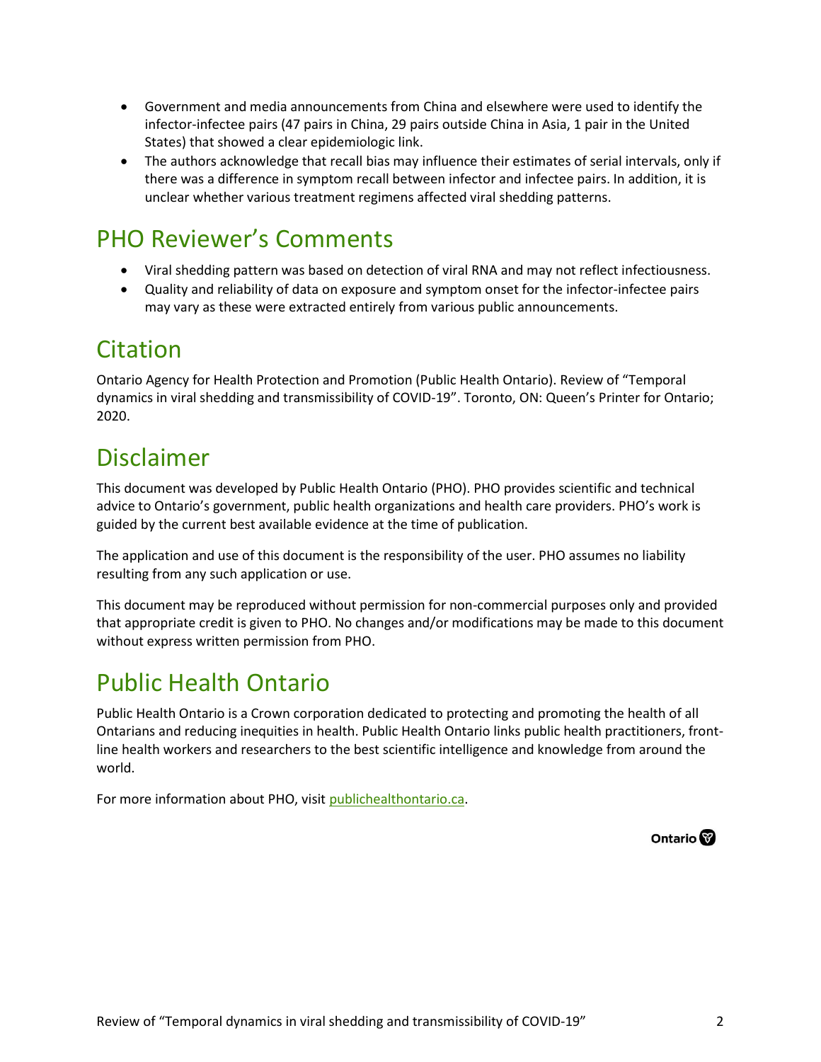- Government and media announcements from China and elsewhere were used to identify the infector-infectee pairs (47 pairs in China, 29 pairs outside China in Asia, 1 pair in the United States) that showed a clear epidemiologic link.
- The authors acknowledge that recall bias may influence their estimates of serial intervals, only if there was a difference in symptom recall between infector and infectee pairs. In addition, it is unclear whether various treatment regimens affected viral shedding patterns.

## PHO Reviewer's Comments

- Viral shedding pattern was based on detection of viral RNA and may not reflect infectiousness.
- Quality and reliability of data on exposure and symptom onset for the infector-infectee pairs may vary as these were extracted entirely from various public announcements.

## Citation

Ontario Agency for Health Protection and Promotion (Public Health Ontario). Review of "Temporal dynamics in viral shedding and transmissibility of COVID-19". Toronto, ON: Queen's Printer for Ontario; 2020.

## Disclaimer

This document was developed by Public Health Ontario (PHO). PHO provides scientific and technical advice to Ontario's government, public health organizations and health care providers. PHO's work is guided by the current best available evidence at the time of publication.

The application and use of this document is the responsibility of the user. PHO assumes no liability resulting from any such application or use.

This document may be reproduced without permission for non-commercial purposes only and provided that appropriate credit is given to PHO. No changes and/or modifications may be made to this document without express written permission from PHO.

## Public Health Ontario

Public Health Ontario is a Crown corporation dedicated to protecting and promoting the health of all Ontarians and reducing inequities in health. Public Health Ontario links public health practitioners, front-line health workers and researchers to the best scientific intelligence and knowledge from around the world.

For more information about PHO, visit publichealthontario.ca.

Ontario